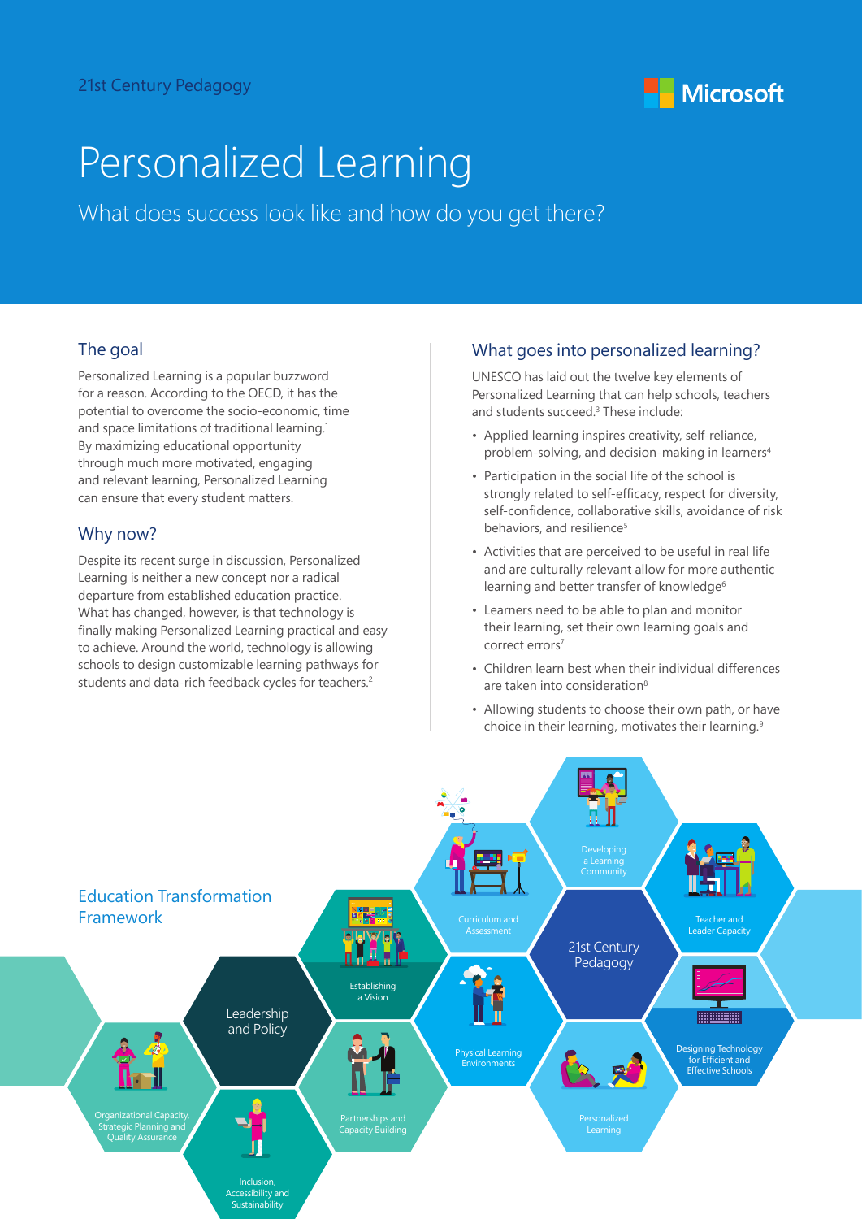21st Century Pedagogy

# Personalized Learning

## What does success look like and how do you get there?

## The goal

Personalized Learning is a popular buzzword for a reason. According to the OECD, it has the potential to overcome the socio-economic, time and space limitations of traditional learning.[1] By maximizing educational opportunity through much more motivated, engaging and relevant learning, Personalized Learning can ensure that every student matters.

## Why now?

Despite its recent surge in discussion, Personalized Learning is neither a new concept nor a radical departure from established education practice. What has changed, however, is that technology is finally making Personalized Learning practical and easy to achieve. Around the world, technology is allowing schools to design customizable learning pathways for students and data-rich feedback cycles for teachers.[2]

## What goes into personalized learning?

UNESCO has laid out the twelve key elements of Personalized Learning that can help schools, teachers and students succeed.[3] These include:

- Applied learning inspires creativity, self-reliance, problem-solving, and decision-making in learners[4]
- Participation in the social life of the school is strongly related to self-efficacy, respect for diversity, self-confidence, collaborative skills, avoidance of risk behaviors, and resilience[5]
- Activities that are perceived to be useful in real life and are culturally relevant allow for more authentic learning and better transfer of knowledge[6]
- Learners need to be able to plan and monitor their learning, set their own learning goals and correct errors[7]
- Children learn best when their individual differences are taken into consideration[8]
- Allowing students to choose their own path, or have choice in their learning, motivates their learning.[9]

## Education Transformation Framework

- Leadership and Policy
  - Establishing a Vision
  - Partnerships and Capacity Building
  - Organizational Capacity, Strategic Planning and Quality Assurance
  - Inclusion, Accessibility and Sustainability
- 21st Century Pedagogy
  - Curriculum and Assessment
  - Developing a Learning Community
  - Teacher and Leader Capacity
  - Physical Learning Environments
  - Designing Technology for Efficient and Effective Schools
  - Personalized Learning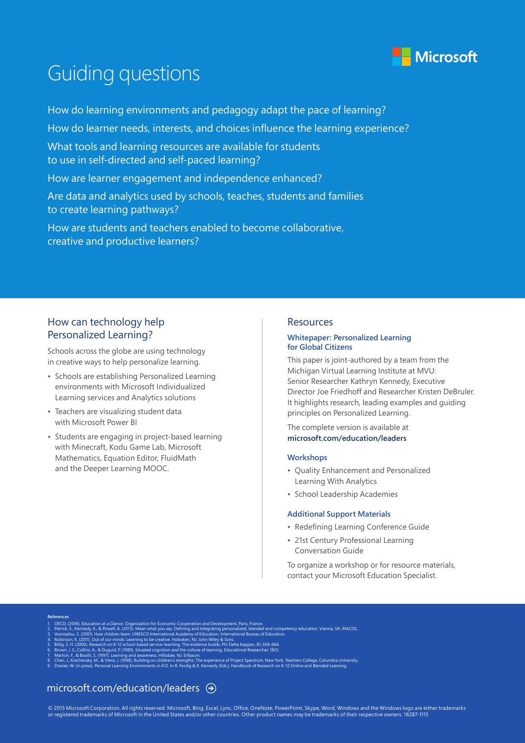Microsoft

# Guiding questions

How do learning environments and pedagogy adapt the pace of learning?

How do learner needs, interests, and choices influence the learning experience?

What tools and learning resources are available for students to use in self-directed and self-paced learning?

How are learner engagement and independence enhanced?

Are data and analytics used by schools, teaches, students and families to create learning pathways?

How are students and teachers enabled to become collaborative, creative and productive learners?

## How can technology help Personalized Learning?

Schools across the globe are using technology in creative ways to help personalize learning.

- Schools are establishing Personalized Learning environments with Microsoft Individualized Learning services and Analytics solutions
- Teachers are visualizing student data with Microsoft Power BI
- Students are engaging in project-based learning with Minecraft, Kodu Game Lab, Microsoft Mathematics, Equation Editor, FluidMath and the Deeper Learning MOOC.

## Resources

### Whitepaper: Personalized Learning for Global Citizens

This paper is joint-authored by a team from the Michigan Virtual Learning Institute at MVU: Senior Researcher Kathryn Kennedy, Executive Director Joe Friedhoff and Researcher Kristen DeBruler. It highlights research, leading examples and guiding principles on Personalized Learning.

The complete version is available at **microsoft.com/education/leaders**

### Workshops

- Quality Enhancement and Personalized Learning With Analytics
- School Leadership Academies

### Additional Support Materials

- Redefining Learning Conference Guide
- 21st Century Professional Learning Conversation Guide

To organize a workshop or for resource materials, contact your Microsoft Education Specialist.

**References**

1. OECD, (2006). Education at a Glance. Organization for Economic Cooperation and Development, Paris, France.
2. Patrick, S., Kennedy, K., & Powell, A. (2013). Mean what you say: Defining and integrating personalized, blended and competency education. Vienna, VA: iNACOL.
3. Vosniadou, S. (2001). How children learn. UNESCO International Academy of Education, International Bureau of Education.
4. Robinson, K. (2011). Out of our minds: Learning to be creative. Hoboken, NJ: John Wiley & Sons.
5. Billig, S. H. (2000). Research on K-12 school-based service-learning: The evidence builds. Phi Delta Kappan, 81, 658-664.
6. Brown, J. S., Collins, A., & Duguid, P. (1989). Situated cognition and the culture of learning. Educational Researcher, 18(1).
7. Marton, F., & Booth, S. (1997). Learning and awareness. Hillsdale, NJ: Erlbaum.
8. Chen, J., Krechevsky, M., & Viens, J. (1998). Building on children's strengths: The experience of Project Spectrum. New York, Teachers College, Columbia University.
9. Drexler, W. (in press). Personal Learning Environments in K12. In R. Ferdig & K. Kennedy (Eds.), Handbook of Research on K-12 Online and Blended Learning.

microsoft.com/education/leaders

© 2015 Microsoft Corporation. All rights reserved. Microsoft, Bing, Excel, Lync, Office, OneNote, PowerPoint, Skype, Word, Windows and the Windows logo are either trademarks or registered trademarks of Microsoft in the United States and/or other countries. Other product names may be trademarks of their respective owners. 18287-1115